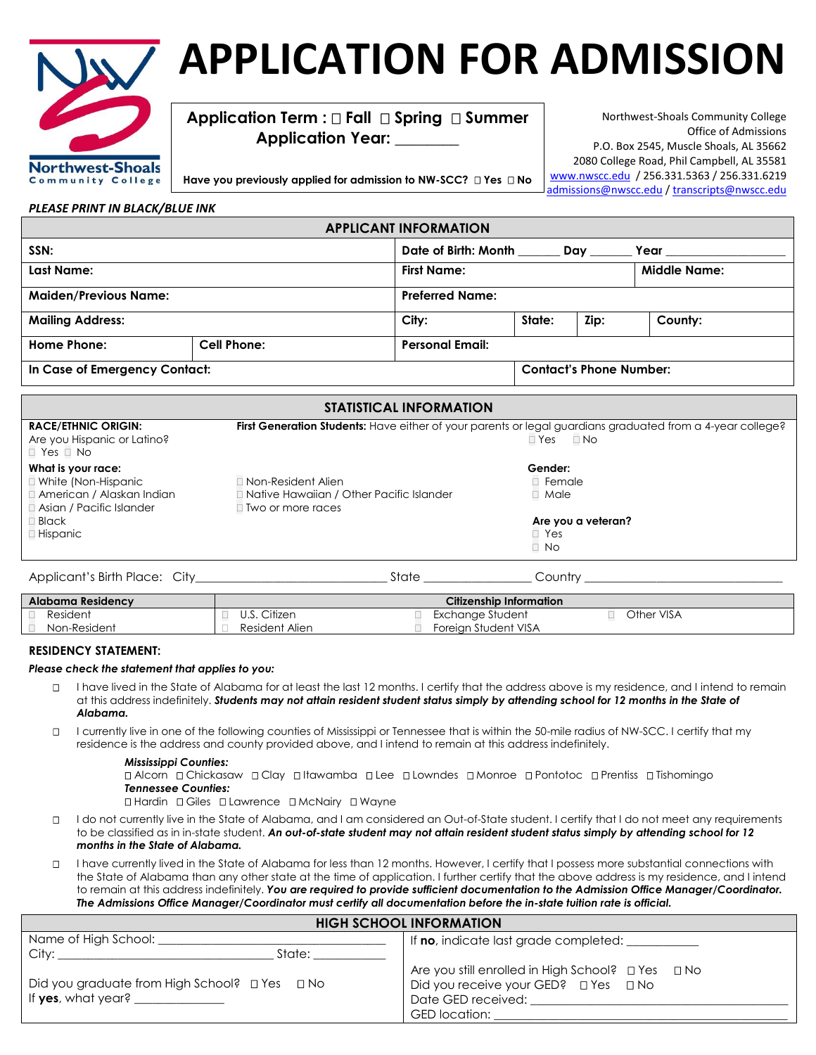Northwest-Shoals Community College

# APPLICATION FOR ADMISSION

**Application Term :** ☐ Fall ☐ Spring ☐ Summer
**Application Year:** ________

**Have you previously applied for admission to NW-SCC?** ☐ Yes ☐ No

Northwest-Shoals Community College
Office of Admissions
P.O. Box 2545, Muscle Shoals, AL 35662
2080 College Road, Phil Campbell, AL 35581
www.nwscc.edu / 256.331.5363 / 256.331.6219
admissions@nwscc.edu / transcripts@nwscc.edu

***PLEASE PRINT IN BLACK/BLUE INK***

## APPLICANT INFORMATION

| | | | | | |
|---|---|---|---|---|---|
| **SSN:** | | **Date of Birth: Month ______ Day ______ Year ________________** | | | |
| **Last Name:** | | **First Name:** | | | **Middle Name:** |
| **Maiden/Previous Name:** | | **Preferred Name:** | | | |
| **Mailing Address:** | | **City:** | **State:** | **Zip:** | **County:** |
| **Home Phone:** | **Cell Phone:** | **Personal Email:** | | | |
| **In Case of Emergency Contact:** | | | **Contact's Phone Number:** | | |

## STATISTICAL INFORMATION

**RACE/ETHNIC ORIGIN:**
Are you Hispanic or Latino?
☐ Yes ☐ No

**First Generation Students:** Have either of your parents or legal guardians graduated from a 4-year college?
☐ Yes ☐ No

**What is your race:**
- ☐ White (Non-Hispanic
- ☐ American / Alaskan Indian
- ☐ Asian / Pacific Islander
- ☐ Black
- ☐ Hispanic
- ☐ Non-Resident Alien
- ☐ Native Hawaiian / Other Pacific Islander
- ☐ Two or more races

**Gender:**
- ☐ Female
- ☐ Male

**Are you a veteran?**
- ☐ Yes
- ☐ No

Applicant's Birth Place: City____________________________ State ________________ Country ______________________________

| **Alabama Residency** | **Citizenship Information** | | |
|---|---|---|---|
| ☐ Resident | ☐ U.S. Citizen | ☐ Exchange Student | ☐ Other VISA |
| ☐ Non-Resident | ☐ Resident Alien | ☐ Foreign Student VISA | |

**RESIDENCY STATEMENT:**

***Please check the statement that applies to you:***

☐ I have lived in the State of Alabama for at least the last 12 months. I certify that the address above is my residence, and I intend to remain at this address indefinitely. ***Students may not attain resident student status simply by attending school for 12 months in the State of Alabama.***

☐ I currently live in one of the following counties of Mississippi or Tennessee that is within the 50-mile radius of NW-SCC. I certify that my residence is the address and county provided above, and I intend to remain at this address indefinitely.

***Mississippi Counties:***
☐ Alcorn ☐ Chickasaw ☐ Clay ☐ Itawamba ☐ Lee ☐ Lowndes ☐ Monroe ☐ Pontotoc ☐ Prentiss ☐ Tishomingo
***Tennessee Counties:***
☐ Hardin ☐ Giles ☐ Lawrence ☐ McNairy ☐ Wayne

☐ I do not currently live in the State of Alabama, and I am considered an Out-of-State student. I certify that I do not meet any requirements to be classified as in in-state student. ***An out-of-state student may not attain resident student status simply by attending school for 12 months in the State of Alabama.***

☐ I have currently lived in the State of Alabama for less than 12 months. However, I certify that I possess more substantial connections with the State of Alabama than any other state at the time of application. I further certify that the above address is my residence, and I intend to remain at this address indefinitely. ***You are required to provide sufficient documentation to the Admission Office Manager/Coordinator. The Admissions Office Manager/Coordinator must certify all documentation before the in-state tuition rate is official.***

## HIGH SCHOOL INFORMATION

| | |
|---|---|
| Name of High School: ______________________________<br>City: ______________________________ State: __________<br><br>Did you graduate from High School? ☐ Yes ☐ No<br>If **yes**, what year? ____________ | If **no**, indicate last grade completed: __________<br><br>Are you still enrolled in High School? ☐ Yes ☐ No<br>Did you receive your GED? ☐ Yes ☐ No<br>Date GED received: ______________________________<br>GED location: ______________________________ |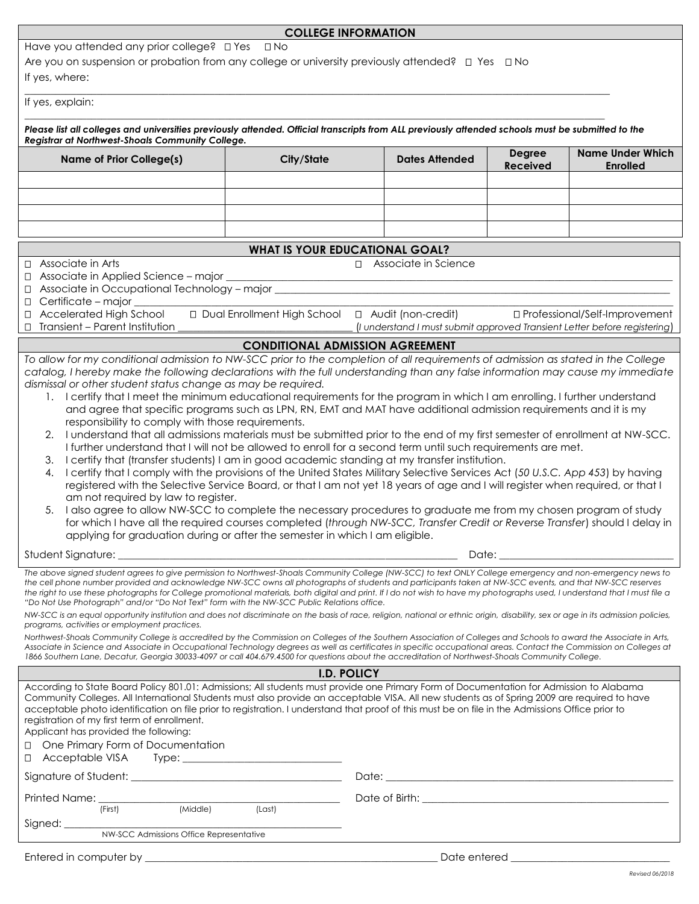## COLLEGE INFORMATION

Have you attended any prior college? ☐ Yes ☐ No

Are you on suspension or probation from any college or university previously attended? ☐ Yes ☐ No

If yes, where: ______________________________

If yes, explain: ______________________________

***Please list all colleges and universities previously attended. Official transcripts from ALL previously attended schools must be submitted to the Registrar at Northwest-Shoals Community College.***

| Name of Prior College(s) | City/State | Dates Attended | Degree Received | Name Under Which Enrolled |
|---|---|---|---|---|
| | | | | |
| | | | | |
| | | | | |
| | | | | |

## WHAT IS YOUR EDUCATIONAL GOAL?

☐ Associate in Arts ☐ Associate in Science

☐ Associate in Applied Science – major ______________________________

☐ Associate in Occupational Technology – major ______________________________

☐ Certificate – major ______________________________

☐ Accelerated High School ☐ Dual Enrollment High School ☐ Audit (non-credit) ☐ Professional/Self-Improvement

☐ Transient – Parent Institution ______________________________ (*I understand I must submit approved Transient Letter before registering*)

## CONDITIONAL ADMISSION AGREEMENT

*To allow for my conditional admission to NW-SCC prior to the completion of all requirements of admission as stated in the College catalog, I hereby make the following declarations with the full understanding than any false information may cause my immediate dismissal or other student status change as may be required.*

1. I certify that I meet the minimum educational requirements for the program in which I am enrolling. I further understand and agree that specific programs such as LPN, RN, EMT and MAT have additional admission requirements and it is my responsibility to comply with those requirements.
2. I understand that all admissions materials must be submitted prior to the end of my first semester of enrollment at NW-SCC. I further understand that I will not be allowed to enroll for a second term until such requirements are met.
3. I certify that (transfer students) I am in good academic standing at my transfer institution.
4. I certify that I comply with the provisions of the United States Military Selective Services Act (*50 U.S.C. App 453*) by having registered with the Selective Service Board, or that I am not yet 18 years of age and I will register when required, or that I am not required by law to register.
5. I also agree to allow NW-SCC to complete the necessary procedures to graduate me from my chosen program of study for which I have all the required courses completed (*through NW-SCC, Transfer Credit or Reverse Transfer*) should I delay in applying for graduation during or after the semester in which I am eligible.

Student Signature: ______________________________ Date: ______________________________

*The above signed student agrees to give permission to Northwest-Shoals Community College (NW-SCC) to text ONLY College emergency and non-emergency news to the cell phone number provided and acknowledge NW-SCC owns all photographs of students and participants taken at NW-SCC events, and that NW-SCC reserves the right to use these photographs for College promotional materials, both digital and print. If I do not wish to have my photographs used, I understand that I must file a "Do Not Use Photograph" and/or "Do Not Text" form with the NW-SCC Public Relations office.*

*NW-SCC is an equal opportunity institution and does not discriminate on the basis of race, religion, national or ethnic origin, disability, sex or age in its admission policies, programs, activities or employment practices.*

*Northwest-Shoals Community College is accredited by the Commission on Colleges of the Southern Association of Colleges and Schools to award the Associate in Arts, Associate in Science and Associate in Occupational Technology degrees as well as certificates in specific occupational areas. Contact the Commission on Colleges at 1866 Southern Lane, Decatur, Georgia 30033-4097 or call 404.679.4500 for questions about the accreditation of Northwest-Shoals Community College.*

## I.D. POLICY

According to State Board Policy 801.01: Admissions; All students must provide one Primary Form of Documentation for Admission to Alabama Community Colleges. All International Students must also provide an acceptable VISA. All new students as of Spring 2009 are required to have acceptable photo identification on file prior to registration. I understand that proof of this must be on file in the Admissions Office prior to registration of my first term of enrollment.

Applicant has provided the following:

☐ One Primary Form of Documentation

☐ Acceptable VISA Type: ______________________________

Signature of Student: ______________________________ Date: ______________________________

Printed Name: ______________________________ Date of Birth: ______________________________
(First) (Middle) (Last)

Signed: ______________________________
NW-SCC Admissions Office Representative

Entered in computer by ______________________________ Date entered ______________________________

*Revised 06/2018*